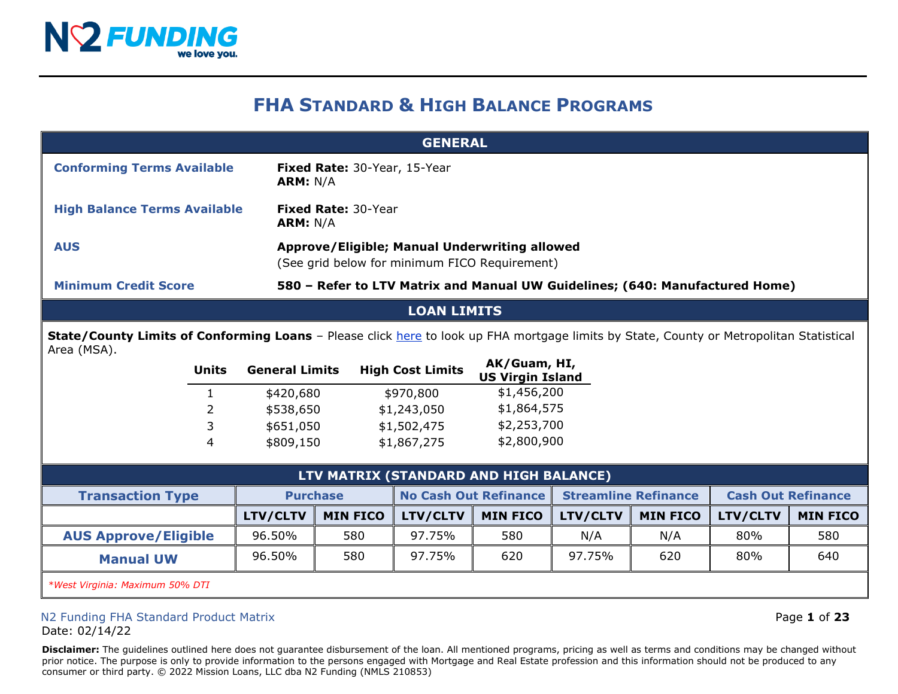# FHA STANDARD & HIGH BALANCE PROGRAMS

## GENERAL

| | |
|---|---|
| **Conforming Terms Available** | **Fixed Rate:** 30-Year, 15-Year<br>**ARM:** N/A |
| **High Balance Terms Available** | **Fixed Rate:** 30-Year<br>**ARM:** N/A |
| **AUS** | **Approve/Eligible; Manual Underwriting allowed**<br>(See grid below for minimum FICO Requirement) |
| **Minimum Credit Score** | **580 – Refer to LTV Matrix and Manual UW Guidelines; (640: Manufactured Home)** |

## LOAN LIMITS

**State/County Limits of Conforming Loans** – Please click here to look up FHA mortgage limits by State, County or Metropolitan Statistical Area (MSA).

| Units | General Limits | High Cost Limits | AK/Guam, HI, US Virgin Island |
|---|---|---|---|
| 1 | $420,680 | $970,800 | $1,456,200 |
| 2 | $538,650 | $1,243,050 | $1,864,575 |
| 3 | $651,050 | $1,502,475 | $2,253,700 |
| 4 | $809,150 | $1,867,275 | $2,800,900 |

## LTV MATRIX (STANDARD AND HIGH BALANCE)

| Transaction Type | Purchase | | No Cash Out Refinance | | Streamline Refinance | | Cash Out Refinance | |
|---|---|---|---|---|---|---|---|---|
| | LTV/CLTV | MIN FICO | LTV/CLTV | MIN FICO | LTV/CLTV | MIN FICO | LTV/CLTV | MIN FICO |
| **AUS Approve/Eligible** | 96.50% | 580 | 97.75% | 580 | N/A | N/A | 80% | 580 |
| **Manual UW** | 96.50% | 580 | 97.75% | 620 | 97.75% | 620 | 80% | 640 |

*West Virginia: Maximum 50% DTI*

N2 Funding FHA Standard Product Matrix
Date: 02/14/22

**Disclaimer:** The guidelines outlined here does not guarantee disbursement of the loan. All mentioned programs, pricing as well as terms and conditions may be changed without prior notice. The purpose is only to provide information to the persons engaged with Mortgage and Real Estate profession and this information should not be produced to any consumer or third party. © 2022 Mission Loans, LLC dba N2 Funding (NMLS 210853)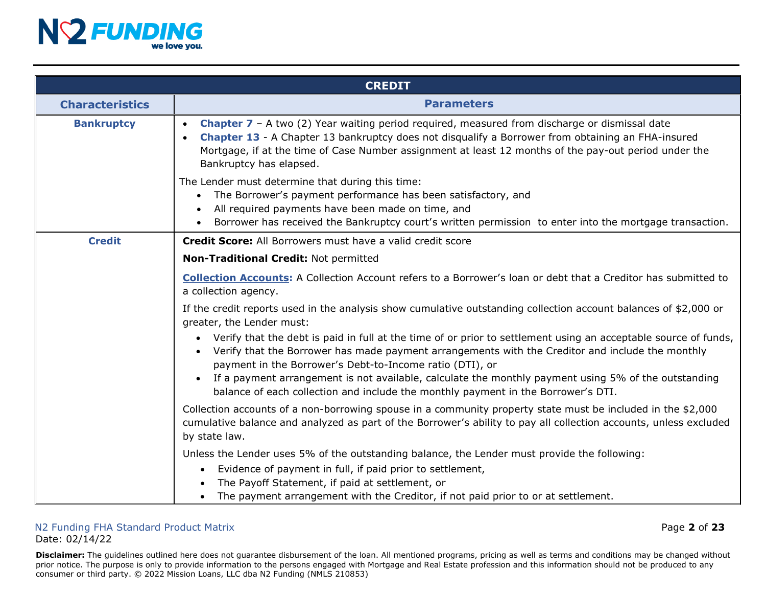| CREDIT | |
|---|---|
| **Characteristics** | **Parameters** |
| **Bankruptcy** | • **Chapter 7** – A two (2) Year waiting period required, measured from discharge or dismissal date<br>• **Chapter 13** - A Chapter 13 bankruptcy does not disqualify a Borrower from obtaining an FHA-insured Mortgage, if at the time of Case Number assignment at least 12 months of the pay-out period under the Bankruptcy has elapsed.<br><br>The Lender must determine that during this time:<br>• The Borrower's payment performance has been satisfactory, and<br>• All required payments have been made on time, and<br>• Borrower has received the Bankruptcy court's written permission to enter into the mortgage transaction. |
| **Credit** | **Credit Score:** All Borrowers must have a valid credit score<br><br>**Non-Traditional Credit:** Not permitted<br><br>**Collection Accounts:** A Collection Account refers to a Borrower's loan or debt that a Creditor has submitted to a collection agency.<br><br>If the credit reports used in the analysis show cumulative outstanding collection account balances of $2,000 or greater, the Lender must:<br>• Verify that the debt is paid in full at the time of or prior to settlement using an acceptable source of funds,<br>• Verify that the Borrower has made payment arrangements with the Creditor and include the monthly payment in the Borrower's Debt-to-Income ratio (DTI), or<br>• If a payment arrangement is not available, calculate the monthly payment using 5% of the outstanding balance of each collection and include the monthly payment in the Borrower's DTI.<br><br>Collection accounts of a non-borrowing spouse in a community property state must be included in the $2,000 cumulative balance and analyzed as part of the Borrower's ability to pay all collection accounts, unless excluded by state law.<br><br>Unless the Lender uses 5% of the outstanding balance, the Lender must provide the following:<br>• Evidence of payment in full, if paid prior to settlement,<br>• The Payoff Statement, if paid at settlement, or<br>• The payment arrangement with the Creditor, if not paid prior to or at settlement. |

N2 Funding FHA Standard Product Matrix
Date: 02/14/22

**Disclaimer:** The guidelines outlined here does not guarantee disbursement of the loan. All mentioned programs, pricing as well as terms and conditions may be changed without prior notice. The purpose is only to provide information to the persons engaged with Mortgage and Real Estate profession and this information should not be produced to any consumer or third party. © 2022 Mission Loans, LLC dba N2 Funding (NMLS 210853)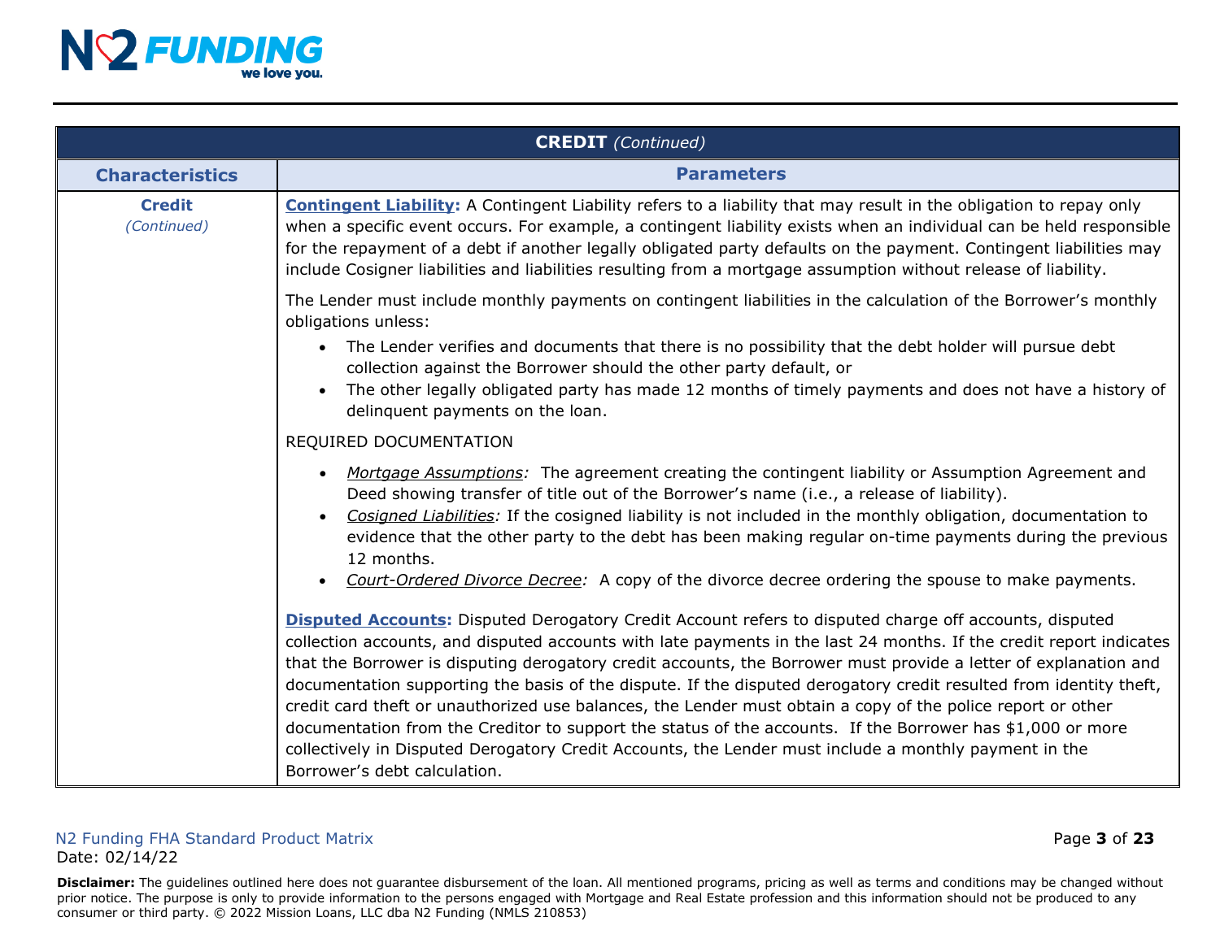| **CREDIT** *(Continued)* | |
|---|---|
| **Characteristics** | **Parameters** |
| **Credit** *(Continued)* | **Contingent Liability:** A Contingent Liability refers to a liability that may result in the obligation to repay only when a specific event occurs. For example, a contingent liability exists when an individual can be held responsible for the repayment of a debt if another legally obligated party defaults on the payment. Contingent liabilities may include Cosigner liabilities and liabilities resulting from a mortgage assumption without release of liability.<br><br>The Lender must include monthly payments on contingent liabilities in the calculation of the Borrower's monthly obligations unless:<br>• The Lender verifies and documents that there is no possibility that the debt holder will pursue debt collection against the Borrower should the other party default, or<br>• The other legally obligated party has made 12 months of timely payments and does not have a history of delinquent payments on the loan.<br><br>REQUIRED DOCUMENTATION<br>• *Mortgage Assumptions:* The agreement creating the contingent liability or Assumption Agreement and Deed showing transfer of title out of the Borrower's name (i.e., a release of liability).<br>• *Cosigned Liabilities:* If the cosigned liability is not included in the monthly obligation, documentation to evidence that the other party to the debt has been making regular on-time payments during the previous 12 months.<br>• *Court-Ordered Divorce Decree:* A copy of the divorce decree ordering the spouse to make payments.<br><br>**Disputed Accounts:** Disputed Derogatory Credit Account refers to disputed charge off accounts, disputed collection accounts, and disputed accounts with late payments in the last 24 months. If the credit report indicates that the Borrower is disputing derogatory credit accounts, the Borrower must provide a letter of explanation and documentation supporting the basis of the dispute. If the disputed derogatory credit resulted from identity theft, credit card theft or unauthorized use balances, the Lender must obtain a copy of the police report or other documentation from the Creditor to support the status of the accounts. If the Borrower has $1,000 or more collectively in Disputed Derogatory Credit Accounts, the Lender must include a monthly payment in the Borrower's debt calculation. |

N2 Funding FHA Standard Product Matrix
Date: 02/14/22

**Disclaimer:** The guidelines outlined here does not guarantee disbursement of the loan. All mentioned programs, pricing as well as terms and conditions may be changed without prior notice. The purpose is only to provide information to the persons engaged with Mortgage and Real Estate profession and this information should not be produced to any consumer or third party. © 2022 Mission Loans, LLC dba N2 Funding (NMLS 210853)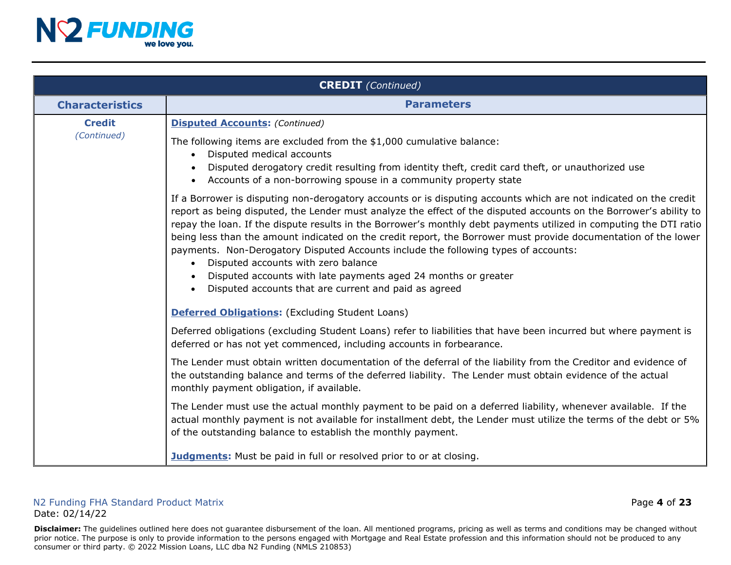| CREDIT *(Continued)* | |
|---|---|
| **Characteristics** | **Parameters** |
| **Credit** *(Continued)* | **Disputed Accounts:** *(Continued)*<br><br>The following items are excluded from the $1,000 cumulative balance:<br>• Disputed medical accounts<br>• Disputed derogatory credit resulting from identity theft, credit card theft, or unauthorized use<br>• Accounts of a non-borrowing spouse in a community property state<br><br>If a Borrower is disputing non-derogatory accounts or is disputing accounts which are not indicated on the credit report as being disputed, the Lender must analyze the effect of the disputed accounts on the Borrower's ability to repay the loan. If the dispute results in the Borrower's monthly debt payments utilized in computing the DTI ratio being less than the amount indicated on the credit report, the Borrower must provide documentation of the lower payments. Non-Derogatory Disputed Accounts include the following types of accounts:<br>• Disputed accounts with zero balance<br>• Disputed accounts with late payments aged 24 months or greater<br>• Disputed accounts that are current and paid as agreed<br><br>**Deferred Obligations:** (Excluding Student Loans)<br><br>Deferred obligations (excluding Student Loans) refer to liabilities that have been incurred but where payment is deferred or has not yet commenced, including accounts in forbearance.<br><br>The Lender must obtain written documentation of the deferral of the liability from the Creditor and evidence of the outstanding balance and terms of the deferred liability. The Lender must obtain evidence of the actual monthly payment obligation, if available.<br><br>The Lender must use the actual monthly payment to be paid on a deferred liability, whenever available. If the actual monthly payment is not available for installment debt, the Lender must utilize the terms of the debt or 5% of the outstanding balance to establish the monthly payment.<br><br>**Judgments:** Must be paid in full or resolved prior to or at closing. |

N2 Funding FHA Standard Product Matrix
Date: 02/14/22

**Disclaimer:** The guidelines outlined here does not guarantee disbursement of the loan. All mentioned programs, pricing as well as terms and conditions may be changed without prior notice. The purpose is only to provide information to the persons engaged with Mortgage and Real Estate profession and this information should not be produced to any consumer or third party. © 2022 Mission Loans, LLC dba N2 Funding (NMLS 210853)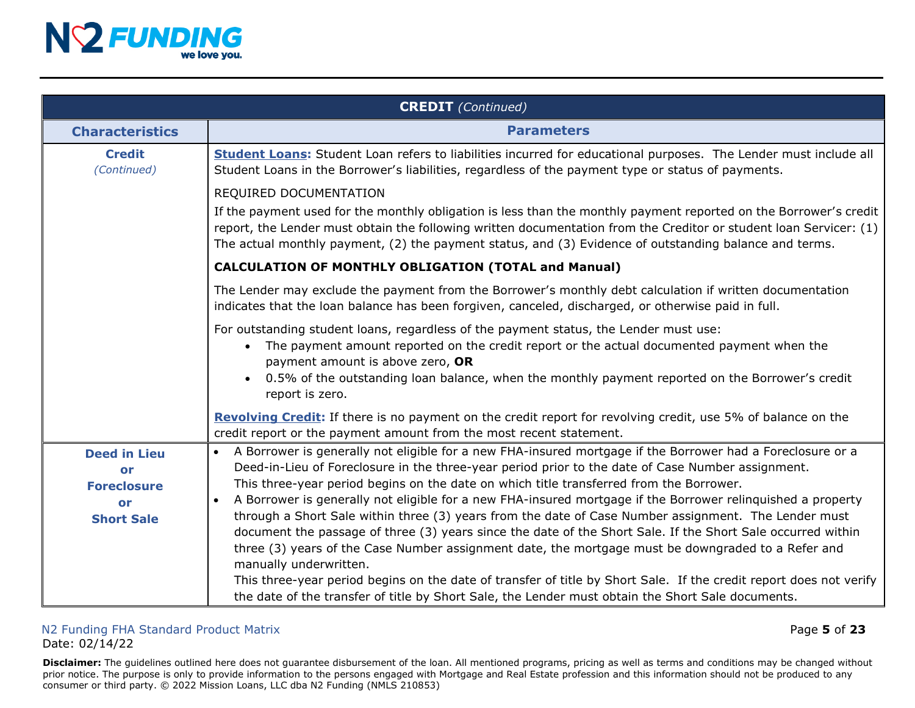| **CREDIT** *(Continued)* | |
|---|---|
| **Characteristics** | **Parameters** |
| **Credit** *(Continued)* | **Student Loans:** Student Loan refers to liabilities incurred for educational purposes. The Lender must include all Student Loans in the Borrower's liabilities, regardless of the payment type or status of payments.<br><br>REQUIRED DOCUMENTATION<br>If the payment used for the monthly obligation is less than the monthly payment reported on the Borrower's credit report, the Lender must obtain the following written documentation from the Creditor or student loan Servicer: (1) The actual monthly payment, (2) the payment status, and (3) Evidence of outstanding balance and terms.<br><br>**CALCULATION OF MONTHLY OBLIGATION (TOTAL and Manual)**<br><br>The Lender may exclude the payment from the Borrower's monthly debt calculation if written documentation indicates that the loan balance has been forgiven, canceled, discharged, or otherwise paid in full.<br><br>For outstanding student loans, regardless of the payment status, the Lender must use:<br>• The payment amount reported on the credit report or the actual documented payment when the payment amount is above zero, **OR**<br>• 0.5% of the outstanding loan balance, when the monthly payment reported on the Borrower's credit report is zero.<br><br>**Revolving Credit:** If there is no payment on the credit report for revolving credit, use 5% of balance on the credit report or the payment amount from the most recent statement. |
| **Deed in Lieu or Foreclosure or Short Sale** | • A Borrower is generally not eligible for a new FHA-insured mortgage if the Borrower had a Foreclosure or a Deed-in-Lieu of Foreclosure in the three-year period prior to the date of Case Number assignment. This three-year period begins on the date on which title transferred from the Borrower.<br>• A Borrower is generally not eligible for a new FHA-insured mortgage if the Borrower relinquished a property through a Short Sale within three (3) years from the date of Case Number assignment. The Lender must document the passage of three (3) years since the date of the Short Sale. If the Short Sale occurred within three (3) years of the Case Number assignment date, the mortgage must be downgraded to a Refer and manually underwritten. This three-year period begins on the date of transfer of title by Short Sale. If the credit report does not verify the date of the transfer of title by Short Sale, the Lender must obtain the Short Sale documents. |

N2 Funding FHA Standard Product Matrix
Date: 02/14/22

**Disclaimer:** The guidelines outlined here does not guarantee disbursement of the loan. All mentioned programs, pricing as well as terms and conditions may be changed without prior notice. The purpose is only to provide information to the persons engaged with Mortgage and Real Estate profession and this information should not be produced to any consumer or third party. © 2022 Mission Loans, LLC dba N2 Funding (NMLS 210853)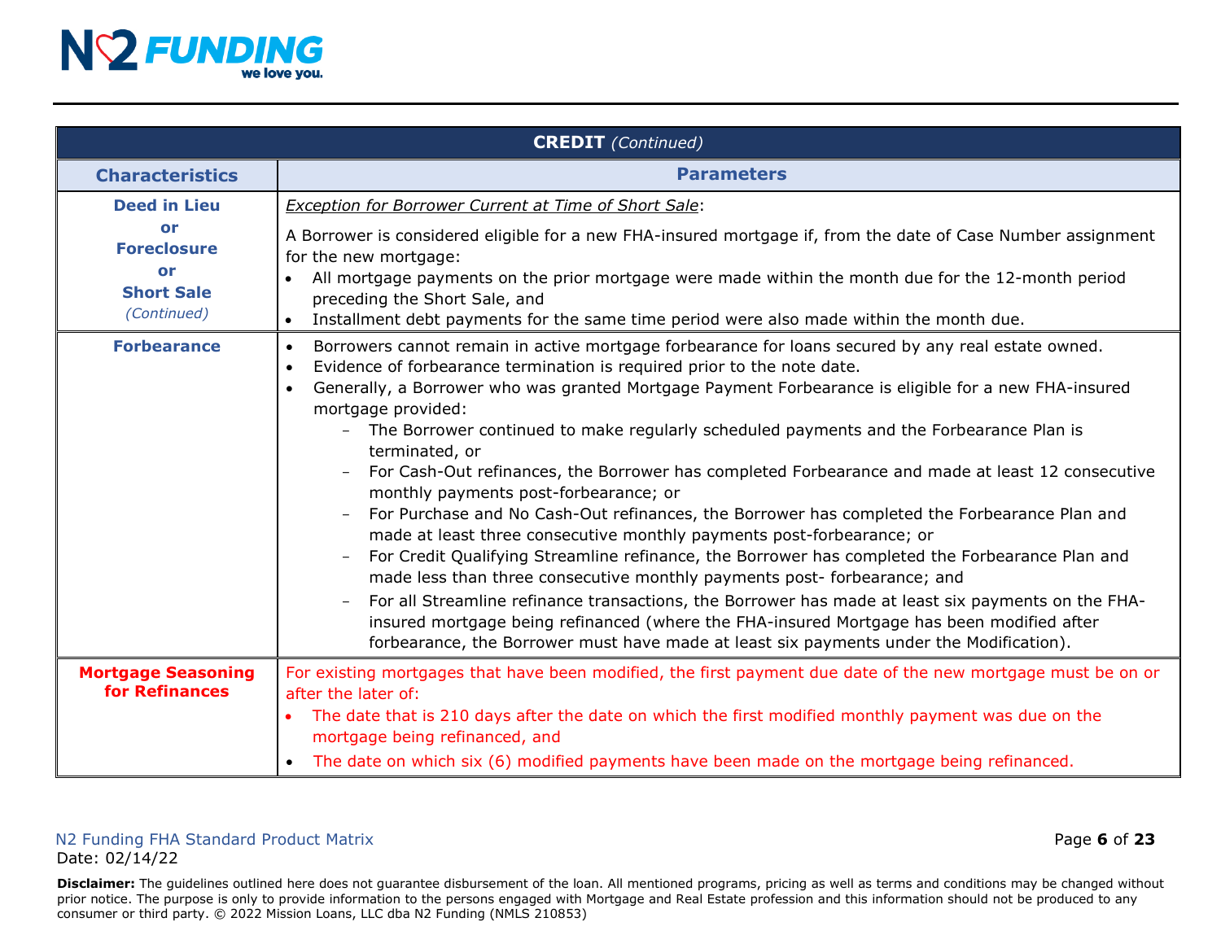| **CREDIT** *(Continued)* | |
|---|---|
| **Characteristics** | **Parameters** |
| **Deed in Lieu or Foreclosure or Short Sale** *(Continued)* | *Exception for Borrower Current at Time of Short Sale*:<br><br>A Borrower is considered eligible for a new FHA-insured mortgage if, from the date of Case Number assignment for the new mortgage:<br>• All mortgage payments on the prior mortgage were made within the month due for the 12-month period preceding the Short Sale, and<br>• Installment debt payments for the same time period were also made within the month due. |
| **Forbearance** | • Borrowers cannot remain in active mortgage forbearance for loans secured by any real estate owned.<br>• Evidence of forbearance termination is required prior to the note date.<br>• Generally, a Borrower who was granted Mortgage Payment Forbearance is eligible for a new FHA-insured mortgage provided:<br>  – The Borrower continued to make regularly scheduled payments and the Forbearance Plan is terminated, or<br>  – For Cash-Out refinances, the Borrower has completed Forbearance and made at least 12 consecutive monthly payments post-forbearance; or<br>  – For Purchase and No Cash-Out refinances, the Borrower has completed the Forbearance Plan and made at least three consecutive monthly payments post-forbearance; or<br>  – For Credit Qualifying Streamline refinance, the Borrower has completed the Forbearance Plan and made less than three consecutive monthly payments post- forbearance; and<br>  – For all Streamline refinance transactions, the Borrower has made at least six payments on the FHA-insured mortgage being refinanced (where the FHA-insured Mortgage has been modified after forbearance, the Borrower must have made at least six payments under the Modification). |
| **Mortgage Seasoning for Refinances** | For existing mortgages that have been modified, the first payment due date of the new mortgage must be on or after the later of:<br>• The date that is 210 days after the date on which the first modified monthly payment was due on the mortgage being refinanced, and<br>• The date on which six (6) modified payments have been made on the mortgage being refinanced. |

N2 Funding FHA Standard Product Matrix
Date: 02/14/22

**Disclaimer:** The guidelines outlined here does not guarantee disbursement of the loan. All mentioned programs, pricing as well as terms and conditions may be changed without prior notice. The purpose is only to provide information to the persons engaged with Mortgage and Real Estate profession and this information should not be produced to any consumer or third party. © 2022 Mission Loans, LLC dba N2 Funding (NMLS 210853)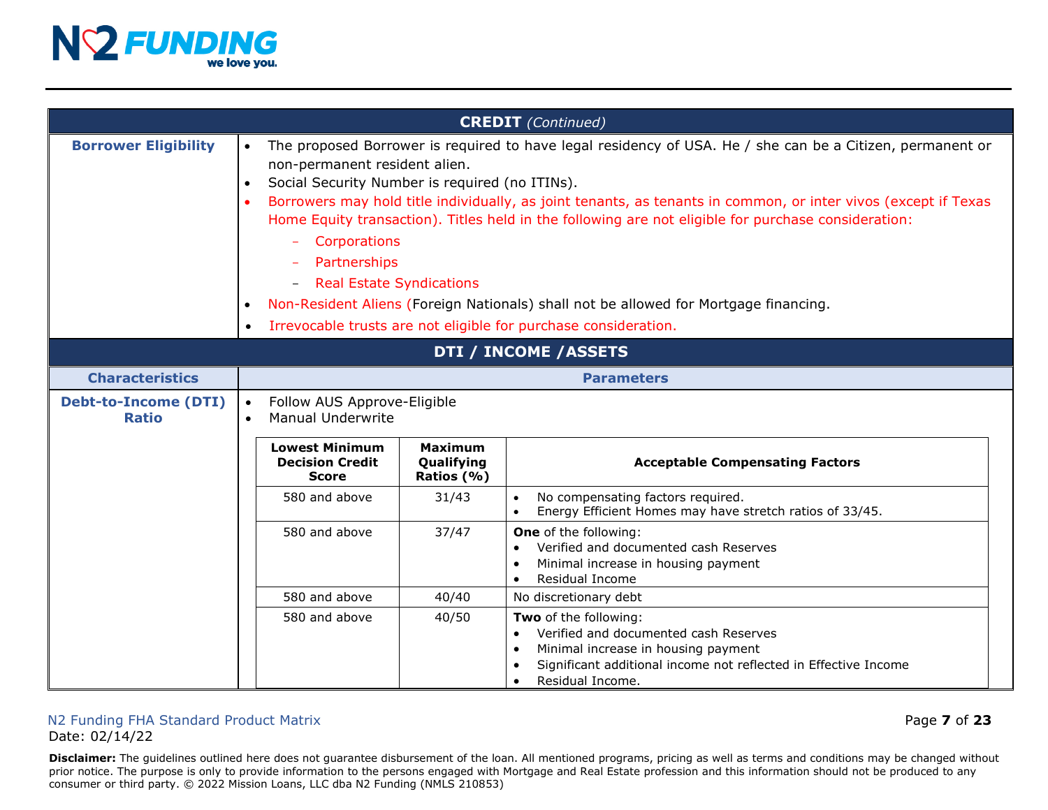| **CREDIT** *(Continued)* | |
|---|---|
| **Borrower Eligibility** | • The proposed Borrower is required to have legal residency of USA. He / she can be a Citizen, permanent or non-permanent resident alien.<br>• Social Security Number is required (no ITINs).<br>• Borrowers may hold title individually, as joint tenants, as tenants in common, or inter vivos (except if Texas Home Equity transaction). Titles held in the following are not eligible for purchase consideration:<br>  – Corporations<br>  – Partnerships<br>  – Real Estate Syndications<br>• Non-Resident Aliens (Foreign Nationals) shall not be allowed for Mortgage financing.<br>• Irrevocable trusts are not eligible for purchase consideration. |

## DTI / INCOME /ASSETS

| Characteristics | Parameters |
|---|---|
| **Debt-to-Income (DTI) Ratio** | • Follow AUS Approve-Eligible<br>• Manual Underwrite |

| Lowest Minimum Decision Credit Score | Maximum Qualifying Ratios (%) | Acceptable Compensating Factors |
|---|---|---|
| 580 and above | 31/43 | • No compensating factors required.<br>• Energy Efficient Homes may have stretch ratios of 33/45. |
| 580 and above | 37/47 | **One** of the following:<br>• Verified and documented cash Reserves<br>• Minimal increase in housing payment<br>• Residual Income |
| 580 and above | 40/40 | No discretionary debt |
| 580 and above | 40/50 | **Two** of the following:<br>• Verified and documented cash Reserves<br>• Minimal increase in housing payment<br>• Significant additional income not reflected in Effective Income<br>• Residual Income. |

N2 Funding FHA Standard Product Matrix
Date: 02/14/22

**Disclaimer:** The guidelines outlined here does not guarantee disbursement of the loan. All mentioned programs, pricing as well as terms and conditions may be changed without prior notice. The purpose is only to provide information to the persons engaged with Mortgage and Real Estate profession and this information should not be produced to any consumer or third party. © 2022 Mission Loans, LLC dba N2 Funding (NMLS 210853)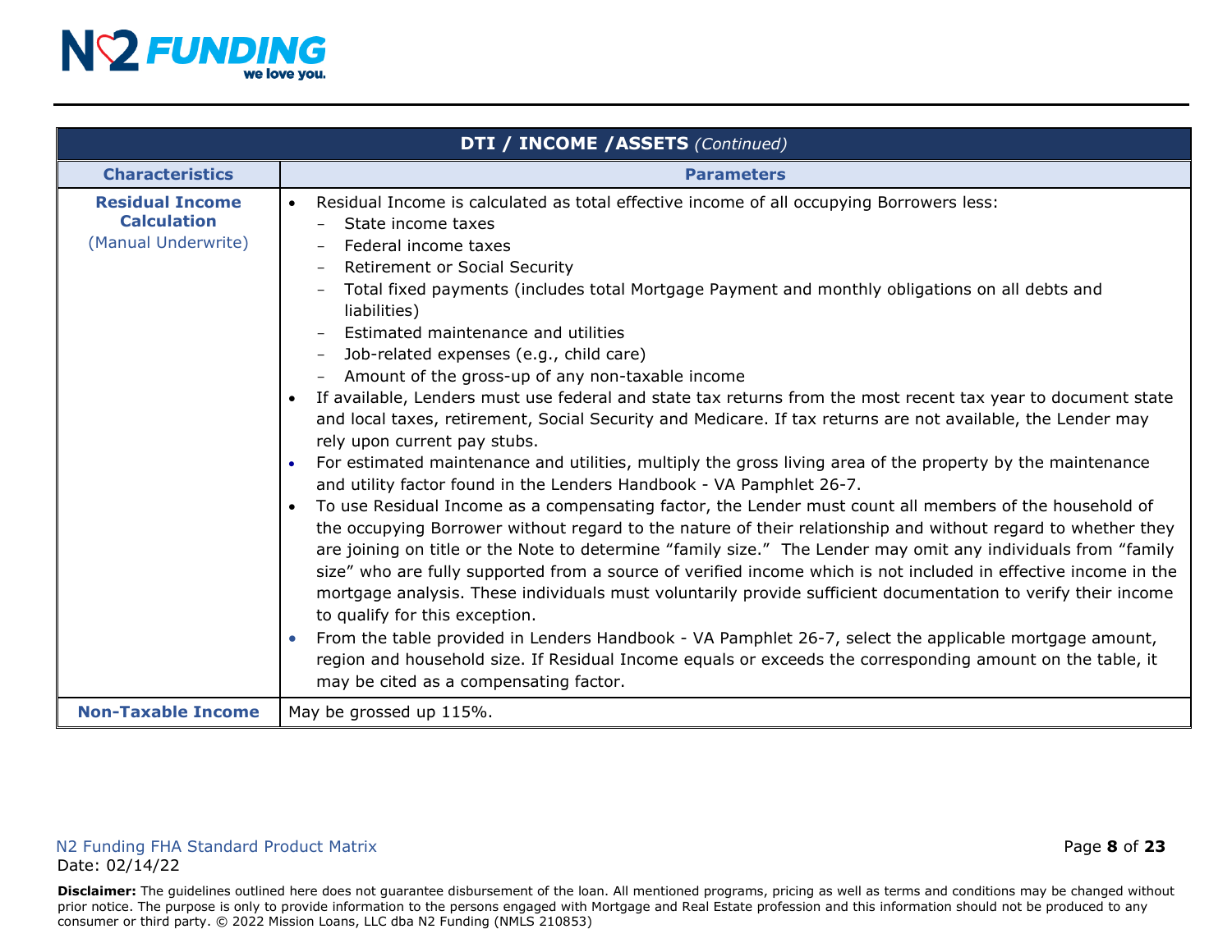| DTI / INCOME /ASSETS *(Continued)* | |
|---|---|
| **Characteristics** | **Parameters** |
| **Residual Income Calculation** (Manual Underwrite) | • Residual Income is calculated as total effective income of all occupying Borrowers less:<br>– State income taxes<br>– Federal income taxes<br>– Retirement or Social Security<br>– Total fixed payments (includes total Mortgage Payment and monthly obligations on all debts and liabilities)<br>– Estimated maintenance and utilities<br>– Job-related expenses (e.g., child care)<br>– Amount of the gross-up of any non-taxable income<br>• If available, Lenders must use federal and state tax returns from the most recent tax year to document state and local taxes, retirement, Social Security and Medicare. If tax returns are not available, the Lender may rely upon current pay stubs.<br>• For estimated maintenance and utilities, multiply the gross living area of the property by the maintenance and utility factor found in the Lenders Handbook - VA Pamphlet 26-7.<br>• To use Residual Income as a compensating factor, the Lender must count all members of the household of the occupying Borrower without regard to the nature of their relationship and without regard to whether they are joining on title or the Note to determine "family size." The Lender may omit any individuals from "family size" who are fully supported from a source of verified income which is not included in effective income in the mortgage analysis. These individuals must voluntarily provide sufficient documentation to verify their income to qualify for this exception.<br>• From the table provided in Lenders Handbook - VA Pamphlet 26-7, select the applicable mortgage amount, region and household size. If Residual Income equals or exceeds the corresponding amount on the table, it may be cited as a compensating factor. |
| **Non-Taxable Income** | May be grossed up 115%. |

N2 Funding FHA Standard Product Matrix
Date: 02/14/22

**Disclaimer:** The guidelines outlined here does not guarantee disbursement of the loan. All mentioned programs, pricing as well as terms and conditions may be changed without prior notice. The purpose is only to provide information to the persons engaged with Mortgage and Real Estate profession and this information should not be produced to any consumer or third party. © 2022 Mission Loans, LLC dba N2 Funding (NMLS 210853)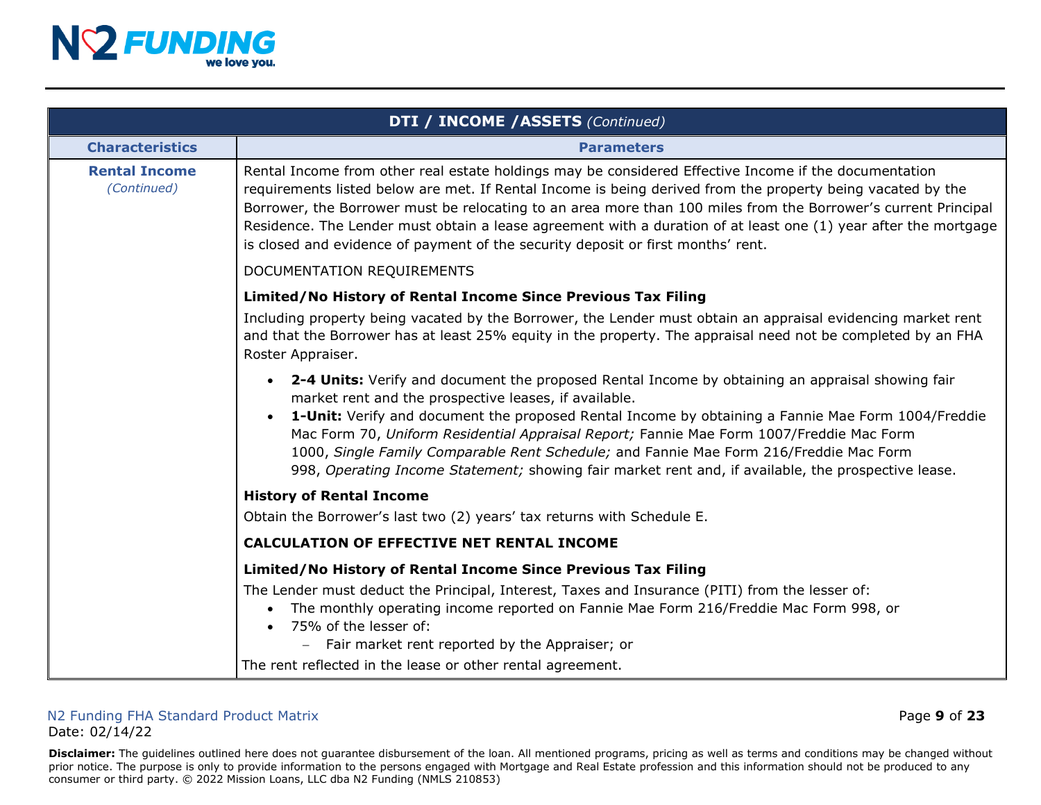| DTI / INCOME /ASSETS *(Continued)* | |
|---|---|
| **Characteristics** | **Parameters** |
| **Rental Income** *(Continued)* | Rental Income from other real estate holdings may be considered Effective Income if the documentation requirements listed below are met. If Rental Income is being derived from the property being vacated by the Borrower, the Borrower must be relocating to an area more than 100 miles from the Borrower's current Principal Residence. The Lender must obtain a lease agreement with a duration of at least one (1) year after the mortgage is closed and evidence of payment of the security deposit or first months' rent.<br><br>DOCUMENTATION REQUIREMENTS<br><br>**Limited/No History of Rental Income Since Previous Tax Filing**<br>Including property being vacated by the Borrower, the Lender must obtain an appraisal evidencing market rent and that the Borrower has at least 25% equity in the property. The appraisal need not be completed by an FHA Roster Appraiser.<br><br>• **2-4 Units:** Verify and document the proposed Rental Income by obtaining an appraisal showing fair market rent and the prospective leases, if available.<br>• **1-Unit:** Verify and document the proposed Rental Income by obtaining a Fannie Mae Form 1004/Freddie Mac Form 70, *Uniform Residential Appraisal Report;* Fannie Mae Form 1007/Freddie Mac Form 1000, *Single Family Comparable Rent Schedule;* and Fannie Mae Form 216/Freddie Mac Form 998, *Operating Income Statement;* showing fair market rent and, if available, the prospective lease.<br><br>**History of Rental Income**<br>Obtain the Borrower's last two (2) years' tax returns with Schedule E.<br><br>**CALCULATION OF EFFECTIVE NET RENTAL INCOME**<br><br>**Limited/No History of Rental Income Since Previous Tax Filing**<br>The Lender must deduct the Principal, Interest, Taxes and Insurance (PITI) from the lesser of:<br>• The monthly operating income reported on Fannie Mae Form 216/Freddie Mac Form 998, or<br>• 75% of the lesser of:<br>&nbsp;&nbsp;– Fair market rent reported by the Appraiser; or<br>The rent reflected in the lease or other rental agreement. |

N2 Funding FHA Standard Product Matrix
Date: 02/14/22

**Disclaimer:** The guidelines outlined here does not guarantee disbursement of the loan. All mentioned programs, pricing as well as terms and conditions may be changed without prior notice. The purpose is only to provide information to the persons engaged with Mortgage and Real Estate profession and this information should not be produced to any consumer or third party. © 2022 Mission Loans, LLC dba N2 Funding (NMLS 210853)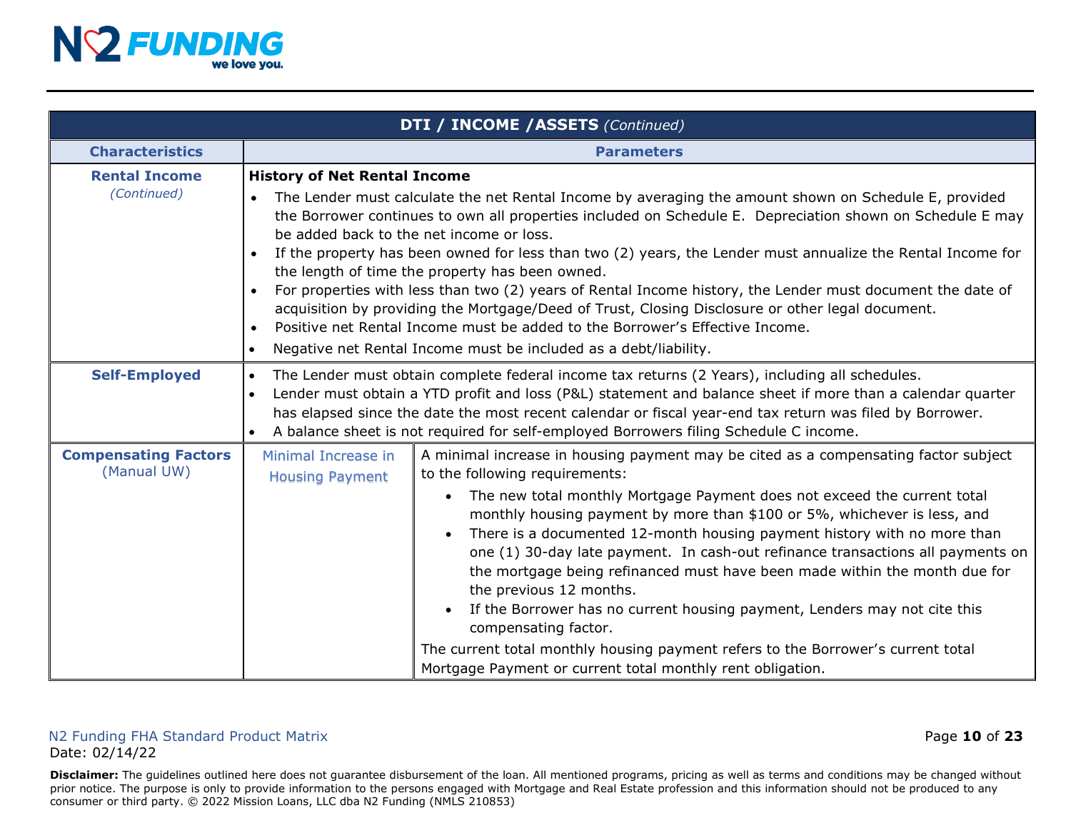| DTI / INCOME /ASSETS *(Continued)* | | |
|---|---|---|
| **Characteristics** | **Parameters** | |
| **Rental Income** *(Continued)* | **History of Net Rental Income**<br>• The Lender must calculate the net Rental Income by averaging the amount shown on Schedule E, provided the Borrower continues to own all properties included on Schedule E. Depreciation shown on Schedule E may be added back to the net income or loss.<br>• If the property has been owned for less than two (2) years, the Lender must annualize the Rental Income for the length of time the property has been owned.<br>• For properties with less than two (2) years of Rental Income history, the Lender must document the date of acquisition by providing the Mortgage/Deed of Trust, Closing Disclosure or other legal document.<br>• Positive net Rental Income must be added to the Borrower's Effective Income.<br>• Negative net Rental Income must be included as a debt/liability. | |
| **Self-Employed** | • The Lender must obtain complete federal income tax returns (2 Years), including all schedules.<br>• Lender must obtain a YTD profit and loss (P&L) statement and balance sheet if more than a calendar quarter has elapsed since the date the most recent calendar or fiscal year-end tax return was filed by Borrower.<br>• A balance sheet is not required for self-employed Borrowers filing Schedule C income. | |
| **Compensating Factors** (Manual UW) | Minimal Increase in Housing Payment | A minimal increase in housing payment may be cited as a compensating factor subject to the following requirements:<br>• The new total monthly Mortgage Payment does not exceed the current total monthly housing payment by more than $100 or 5%, whichever is less, and<br>• There is a documented 12-month housing payment history with no more than one (1) 30-day late payment. In cash-out refinance transactions all payments on the mortgage being refinanced must have been made within the month due for the previous 12 months.<br>• If the Borrower has no current housing payment, Lenders may not cite this compensating factor.<br>The current total monthly housing payment refers to the Borrower's current total Mortgage Payment or current total monthly rent obligation. |

N2 Funding FHA Standard Product Matrix
Date: 02/14/22

**Disclaimer:** The guidelines outlined here does not guarantee disbursement of the loan. All mentioned programs, pricing as well as terms and conditions may be changed without prior notice. The purpose is only to provide information to the persons engaged with Mortgage and Real Estate profession and this information should not be produced to any consumer or third party. © 2022 Mission Loans, LLC dba N2 Funding (NMLS 210853)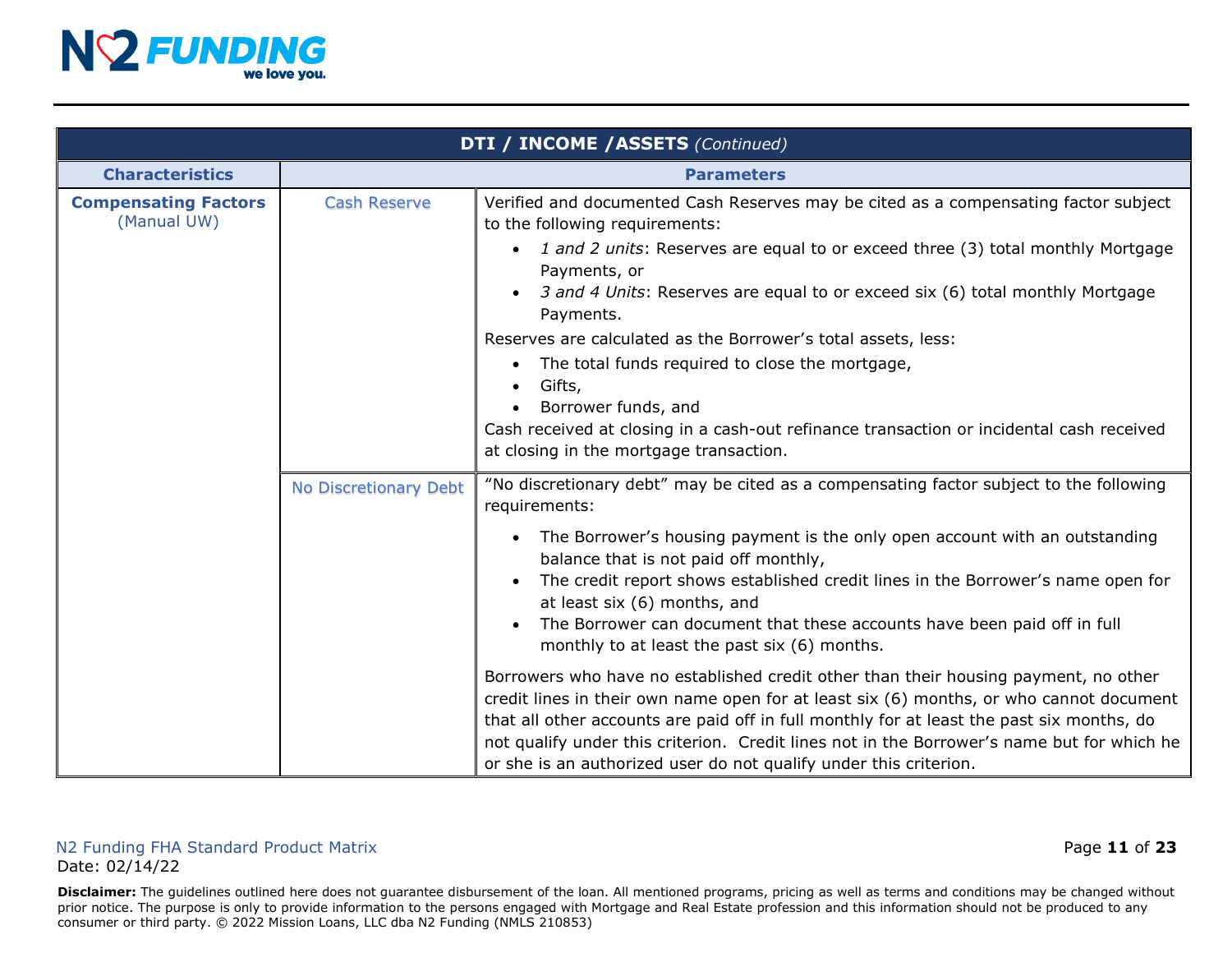| DTI / INCOME /ASSETS *(Continued)* | | |
|---|---|---|
| **Characteristics** | **Parameters** | |
| **Compensating Factors** (Manual UW) | Cash Reserve | Verified and documented Cash Reserves may be cited as a compensating factor subject to the following requirements:<br>• *1 and 2 units*: Reserves are equal to or exceed three (3) total monthly Mortgage Payments, or<br>• *3 and 4 Units*: Reserves are equal to or exceed six (6) total monthly Mortgage Payments.<br>Reserves are calculated as the Borrower's total assets, less:<br>• The total funds required to close the mortgage,<br>• Gifts,<br>• Borrower funds, and<br>Cash received at closing in a cash-out refinance transaction or incidental cash received at closing in the mortgage transaction. |
| | No Discretionary Debt | "No discretionary debt" may be cited as a compensating factor subject to the following requirements:<br>• The Borrower's housing payment is the only open account with an outstanding balance that is not paid off monthly,<br>• The credit report shows established credit lines in the Borrower's name open for at least six (6) months, and<br>• The Borrower can document that these accounts have been paid off in full monthly to at least the past six (6) months.<br><br>Borrowers who have no established credit other than their housing payment, no other credit lines in their own name open for at least six (6) months, or who cannot document that all other accounts are paid off in full monthly for at least the past six months, do not qualify under this criterion. Credit lines not in the Borrower's name but for which he or she is an authorized user do not qualify under this criterion. |

N2 Funding FHA Standard Product Matrix
Date: 02/14/22

**Disclaimer:** The guidelines outlined here does not guarantee disbursement of the loan. All mentioned programs, pricing as well as terms and conditions may be changed without prior notice. The purpose is only to provide information to the persons engaged with Mortgage and Real Estate profession and this information should not be produced to any consumer or third party. © 2022 Mission Loans, LLC dba N2 Funding (NMLS 210853)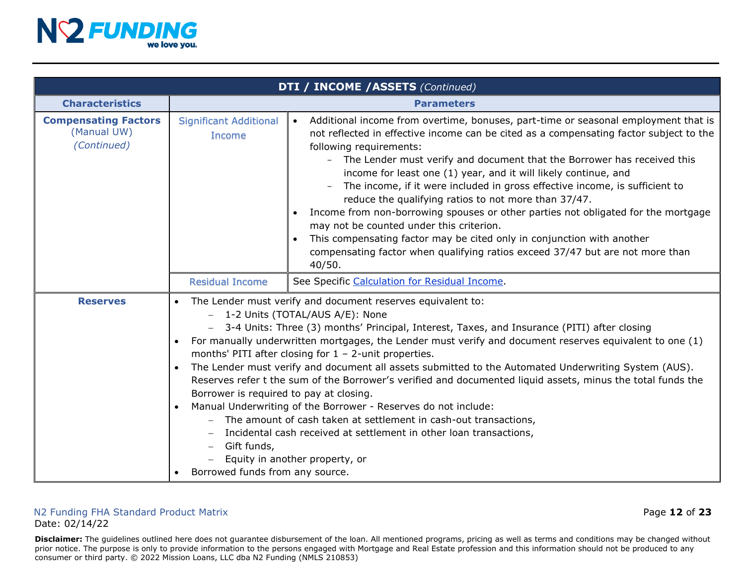| DTI / INCOME / ASSETS *(Continued)* | | |
|---|---|---|
| **Characteristics** | **Parameters** | |
| **Compensating Factors** (Manual UW) *(Continued)* | Significant Additional Income | • Additional income from overtime, bonuses, part-time or seasonal employment that is not reflected in effective income can be cited as a compensating factor subject to the following requirements:<br>  – The Lender must verify and document that the Borrower has received this income for least one (1) year, and it will likely continue, and<br>  – The income, if it were included in gross effective income, is sufficient to reduce the qualifying ratios to not more than 37/47.<br>• Income from non-borrowing spouses or other parties not obligated for the mortgage may not be counted under this criterion.<br>• This compensating factor may be cited only in conjunction with another compensating factor when qualifying ratios exceed 37/47 but are not more than 40/50. |
| | Residual Income | See Specific Calculation for Residual Income. |
| **Reserves** | • The Lender must verify and document reserves equivalent to:<br>  – 1-2 Units (TOTAL/AUS A/E): None<br>  – 3-4 Units: Three (3) months' Principal, Interest, Taxes, and Insurance (PITI) after closing<br>• For manually underwritten mortgages, the Lender must verify and document reserves equivalent to one (1) months' PITI after closing for 1 – 2-unit properties.<br>• The Lender must verify and document all assets submitted to the Automated Underwriting System (AUS). Reserves refer t the sum of the Borrower's verified and documented liquid assets, minus the total funds the Borrower is required to pay at closing.<br>• Manual Underwriting of the Borrower - Reserves do not include:<br>  – The amount of cash taken at settlement in cash-out transactions,<br>  – Incidental cash received at settlement in other loan transactions,<br>  – Gift funds,<br>  – Equity in another property, or<br>• Borrowed funds from any source. | |

N2 Funding FHA Standard Product Matrix
Date: 02/14/22

**Disclaimer:** The guidelines outlined here does not guarantee disbursement of the loan. All mentioned programs, pricing as well as terms and conditions may be changed without prior notice. The purpose is only to provide information to the persons engaged with Mortgage and Real Estate profession and this information should not be produced to any consumer or third party. © 2022 Mission Loans, LLC dba N2 Funding (NMLS 210853)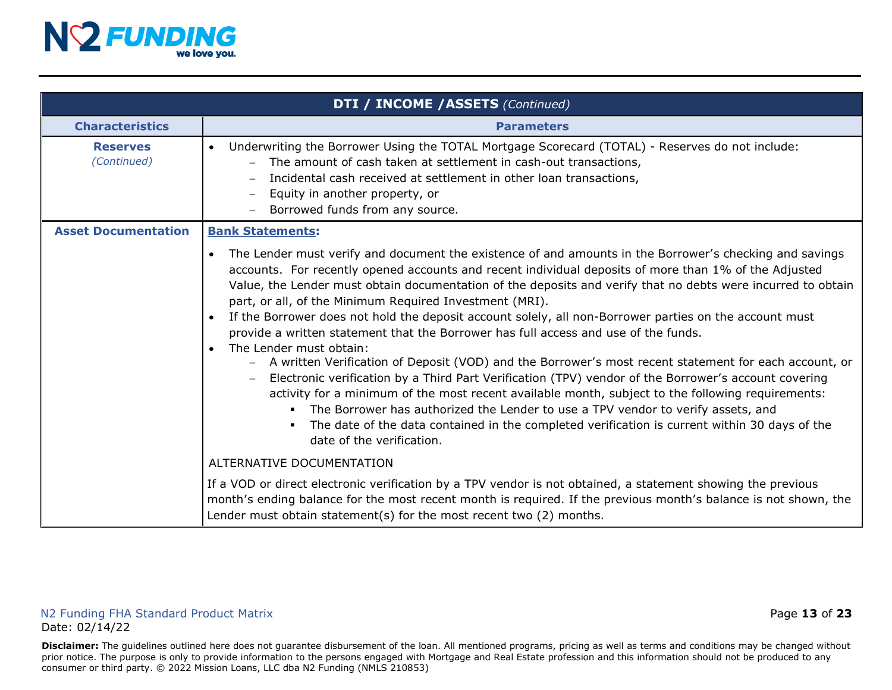| DTI / INCOME /ASSETS *(Continued)* | |
|---|---|
| **Characteristics** | **Parameters** |
| **Reserves** *(Continued)* | • Underwriting the Borrower Using the TOTAL Mortgage Scorecard (TOTAL) - Reserves do not include:<br>– The amount of cash taken at settlement in cash-out transactions,<br>– Incidental cash received at settlement in other loan transactions,<br>– Equity in another property, or<br>– Borrowed funds from any source. |
| **Asset Documentation** | **Bank Statements:**<br>• The Lender must verify and document the existence of and amounts in the Borrower's checking and savings accounts. For recently opened accounts and recent individual deposits of more than 1% of the Adjusted Value, the Lender must obtain documentation of the deposits and verify that no debts were incurred to obtain part, or all, of the Minimum Required Investment (MRI).<br>• If the Borrower does not hold the deposit account solely, all non-Borrower parties on the account must provide a written statement that the Borrower has full access and use of the funds.<br>• The Lender must obtain:<br>– A written Verification of Deposit (VOD) and the Borrower's most recent statement for each account, or<br>– Electronic verification by a Third Part Verification (TPV) vendor of the Borrower's account covering activity for a minimum of the most recent available month, subject to the following requirements:<br>▪ The Borrower has authorized the Lender to use a TPV vendor to verify assets, and<br>▪ The date of the data contained in the completed verification is current within 30 days of the date of the verification.<br><br>ALTERNATIVE DOCUMENTATION<br><br>If a VOD or direct electronic verification by a TPV vendor is not obtained, a statement showing the previous month's ending balance for the most recent month is required. If the previous month's balance is not shown, the Lender must obtain statement(s) for the most recent two (2) months. |

N2 Funding FHA Standard Product Matrix
Date: 02/14/22

**Disclaimer:** The guidelines outlined here does not guarantee disbursement of the loan. All mentioned programs, pricing as well as terms and conditions may be changed without prior notice. The purpose is only to provide information to the persons engaged with Mortgage and Real Estate profession and this information should not be produced to any consumer or third party. © 2022 Mission Loans, LLC dba N2 Funding (NMLS 210853)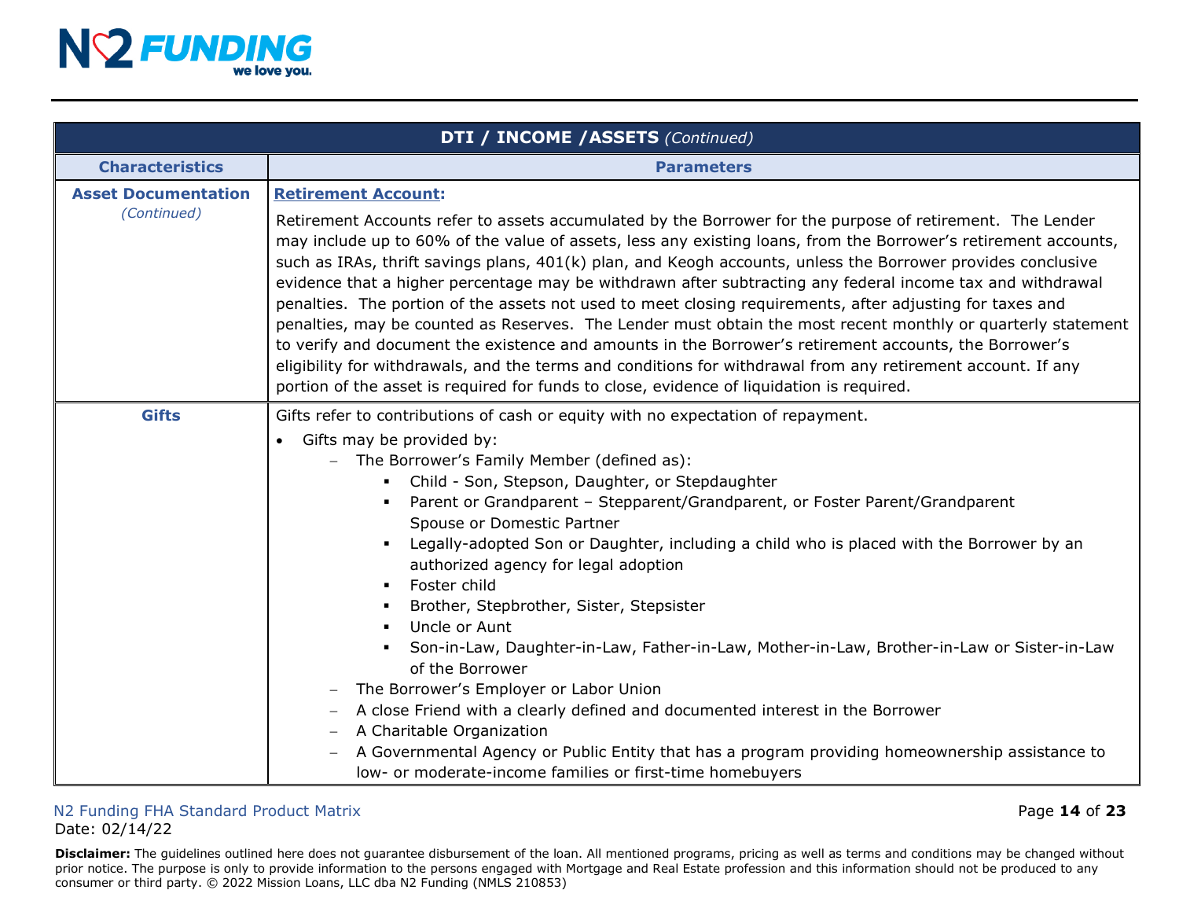| **DTI / INCOME /ASSETS** *(Continued)* | |
|---|---|
| **Characteristics** | **Parameters** |
| **Asset Documentation** *(Continued)* | **Retirement Account:**<br><br>Retirement Accounts refer to assets accumulated by the Borrower for the purpose of retirement. The Lender may include up to 60% of the value of assets, less any existing loans, from the Borrower's retirement accounts, such as IRAs, thrift savings plans, 401(k) plan, and Keogh accounts, unless the Borrower provides conclusive evidence that a higher percentage may be withdrawn after subtracting any federal income tax and withdrawal penalties. The portion of the assets not used to meet closing requirements, after adjusting for taxes and penalties, may be counted as Reserves. The Lender must obtain the most recent monthly or quarterly statement to verify and document the existence and amounts in the Borrower's retirement accounts, the Borrower's eligibility for withdrawals, and the terms and conditions for withdrawal from any retirement account. If any portion of the asset is required for funds to close, evidence of liquidation is required. |
| **Gifts** | Gifts refer to contributions of cash or equity with no expectation of repayment.<br><br>• Gifts may be provided by:<br>&nbsp;&nbsp;– The Borrower's Family Member (defined as):<br>&nbsp;&nbsp;&nbsp;&nbsp;▪ Child - Son, Stepson, Daughter, or Stepdaughter<br>&nbsp;&nbsp;&nbsp;&nbsp;▪ Parent or Grandparent – Stepparent/Grandparent, or Foster Parent/Grandparent Spouse or Domestic Partner<br>&nbsp;&nbsp;&nbsp;&nbsp;▪ Legally-adopted Son or Daughter, including a child who is placed with the Borrower by an authorized agency for legal adoption<br>&nbsp;&nbsp;&nbsp;&nbsp;▪ Foster child<br>&nbsp;&nbsp;&nbsp;&nbsp;▪ Brother, Stepbrother, Sister, Stepsister<br>&nbsp;&nbsp;&nbsp;&nbsp;▪ Uncle or Aunt<br>&nbsp;&nbsp;&nbsp;&nbsp;▪ Son-in-Law, Daughter-in-Law, Father-in-Law, Mother-in-Law, Brother-in-Law or Sister-in-Law of the Borrower<br>&nbsp;&nbsp;– The Borrower's Employer or Labor Union<br>&nbsp;&nbsp;– A close Friend with a clearly defined and documented interest in the Borrower<br>&nbsp;&nbsp;– A Charitable Organization<br>&nbsp;&nbsp;– A Governmental Agency or Public Entity that has a program providing homeownership assistance to low- or moderate-income families or first-time homebuyers |

N2 Funding FHA Standard Product Matrix
Date: 02/14/22

**Disclaimer:** The guidelines outlined here does not guarantee disbursement of the loan. All mentioned programs, pricing as well as terms and conditions may be changed without prior notice. The purpose is only to provide information to the persons engaged with Mortgage and Real Estate profession and this information should not be produced to any consumer or third party. © 2022 Mission Loans, LLC dba N2 Funding (NMLS 210853)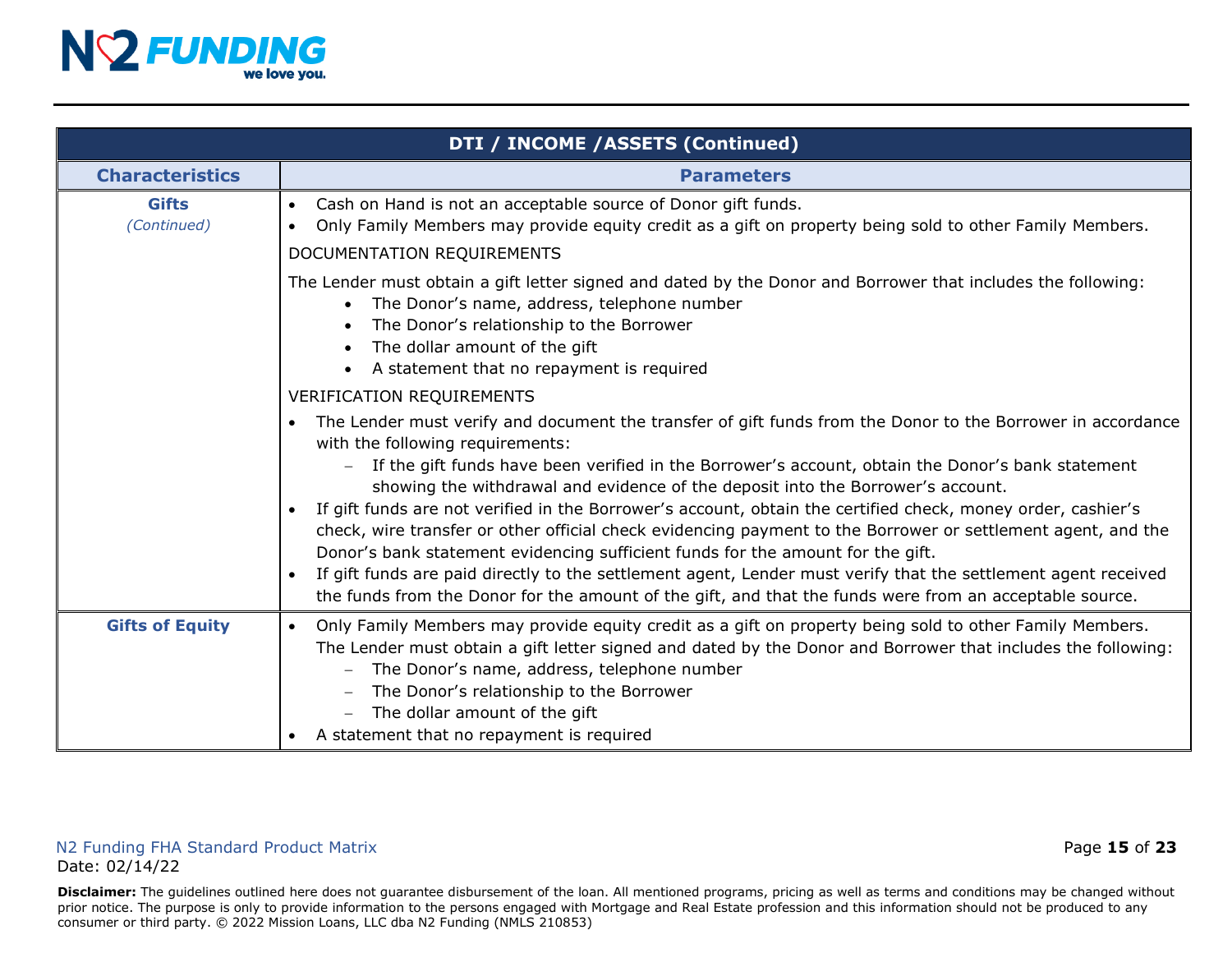| DTI / INCOME /ASSETS (Continued) | |
|---|---|
| **Characteristics** | **Parameters** |
| **Gifts** *(Continued)* | • Cash on Hand is not an acceptable source of Donor gift funds.<br>• Only Family Members may provide equity credit as a gift on property being sold to other Family Members.<br>DOCUMENTATION REQUIREMENTS<br>The Lender must obtain a gift letter signed and dated by the Donor and Borrower that includes the following:<br>• The Donor's name, address, telephone number<br>• The Donor's relationship to the Borrower<br>• The dollar amount of the gift<br>• A statement that no repayment is required<br>VERIFICATION REQUIREMENTS<br>• The Lender must verify and document the transfer of gift funds from the Donor to the Borrower in accordance with the following requirements:<br>– If the gift funds have been verified in the Borrower's account, obtain the Donor's bank statement showing the withdrawal and evidence of the deposit into the Borrower's account.<br>• If gift funds are not verified in the Borrower's account, obtain the certified check, money order, cashier's check, wire transfer or other official check evidencing payment to the Borrower or settlement agent, and the Donor's bank statement evidencing sufficient funds for the amount for the gift.<br>• If gift funds are paid directly to the settlement agent, Lender must verify that the settlement agent received the funds from the Donor for the amount of the gift, and that the funds were from an acceptable source. |
| **Gifts of Equity** | • Only Family Members may provide equity credit as a gift on property being sold to other Family Members. The Lender must obtain a gift letter signed and dated by the Donor and Borrower that includes the following:<br>– The Donor's name, address, telephone number<br>– The Donor's relationship to the Borrower<br>– The dollar amount of the gift<br>• A statement that no repayment is required |

N2 Funding FHA Standard Product Matrix
Date: 02/14/22

**Disclaimer:** The guidelines outlined here does not guarantee disbursement of the loan. All mentioned programs, pricing as well as terms and conditions may be changed without prior notice. The purpose is only to provide information to the persons engaged with Mortgage and Real Estate profession and this information should not be produced to any consumer or third party. © 2022 Mission Loans, LLC dba N2 Funding (NMLS 210853)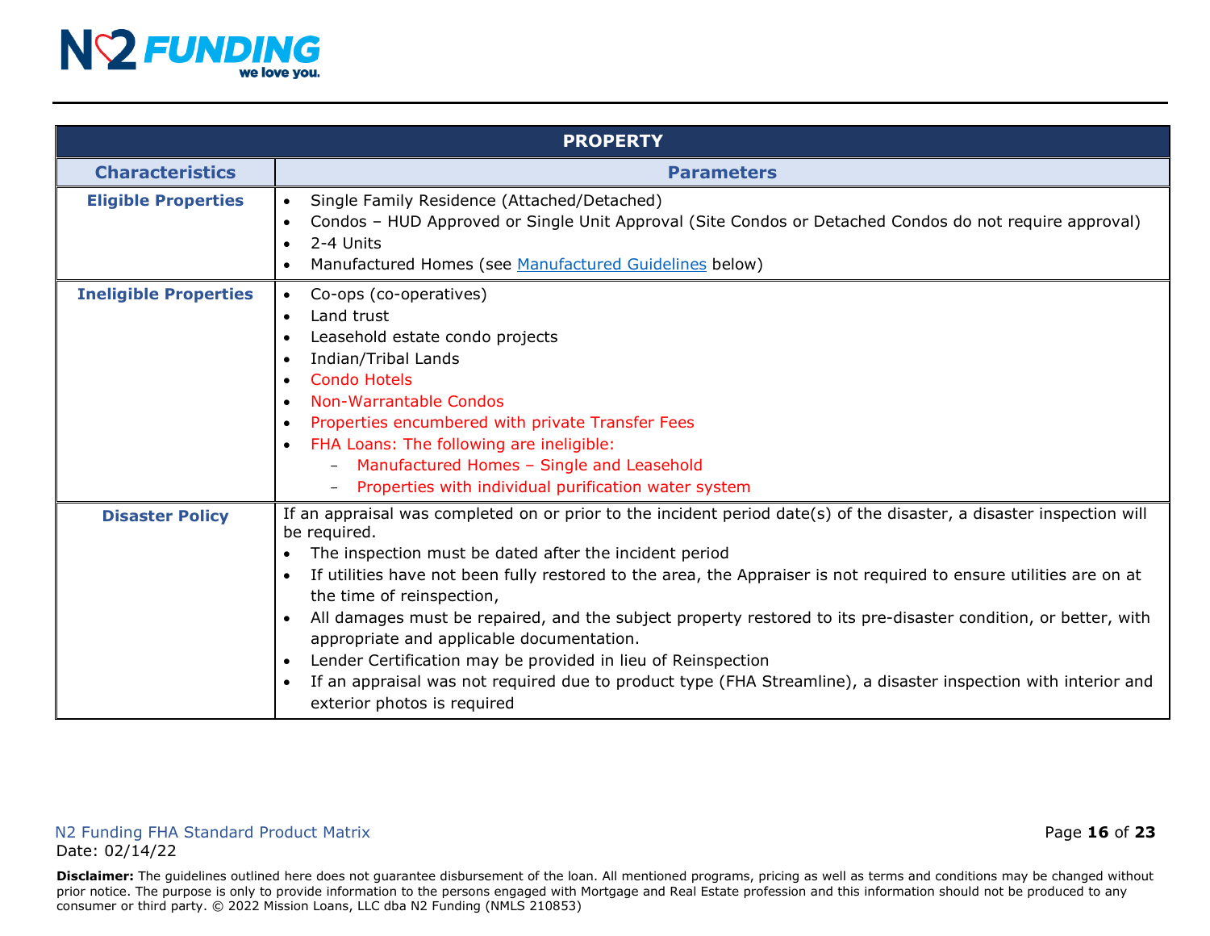| PROPERTY | |
|---|---|
| **Characteristics** | **Parameters** |
| **Eligible Properties** | • Single Family Residence (Attached/Detached)<br>• Condos – HUD Approved or Single Unit Approval (Site Condos or Detached Condos do not require approval)<br>• 2-4 Units<br>• Manufactured Homes (see Manufactured Guidelines below) |
| **Ineligible Properties** | • Co-ops (co-operatives)<br>• Land trust<br>• Leasehold estate condo projects<br>• Indian/Tribal Lands<br>• Condo Hotels<br>• Non-Warrantable Condos<br>• Properties encumbered with private Transfer Fees<br>• FHA Loans: The following are ineligible:<br>  – Manufactured Homes – Single and Leasehold<br>  – Properties with individual purification water system |
| **Disaster Policy** | If an appraisal was completed on or prior to the incident period date(s) of the disaster, a disaster inspection will be required.<br>• The inspection must be dated after the incident period<br>• If utilities have not been fully restored to the area, the Appraiser is not required to ensure utilities are on at the time of reinspection,<br>• All damages must be repaired, and the subject property restored to its pre-disaster condition, or better, with appropriate and applicable documentation.<br>• Lender Certification may be provided in lieu of Reinspection<br>• If an appraisal was not required due to product type (FHA Streamline), a disaster inspection with interior and exterior photos is required |

N2 Funding FHA Standard Product Matrix
Date: 02/14/22

**Disclaimer:** The guidelines outlined here does not guarantee disbursement of the loan. All mentioned programs, pricing as well as terms and conditions may be changed without prior notice. The purpose is only to provide information to the persons engaged with Mortgage and Real Estate profession and this information should not be produced to any consumer or third party. © 2022 Mission Loans, LLC dba N2 Funding (NMLS 210853)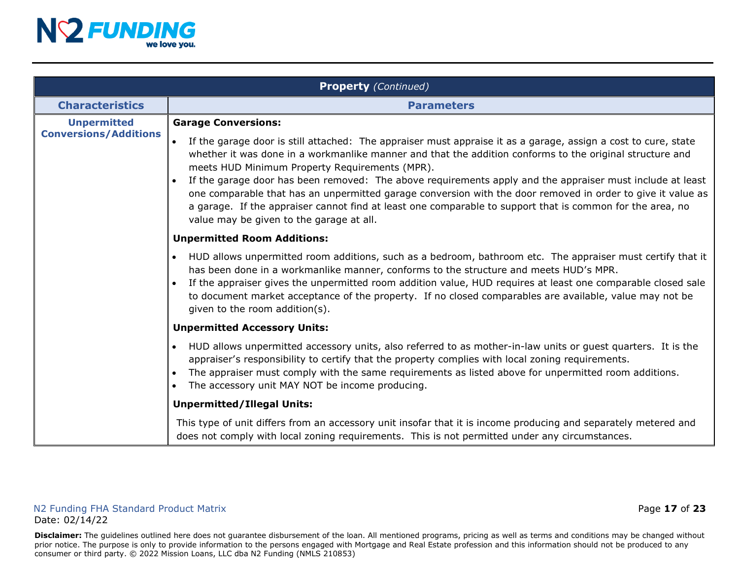| **Property** *(Continued)* | |
|---|---|
| **Characteristics** | **Parameters** |
| **Unpermitted Conversions/Additions** | **Garage Conversions:**<br><br>• If the garage door is still attached: The appraiser must appraise it as a garage, assign a cost to cure, state whether it was done in a workmanlike manner and that the addition conforms to the original structure and meets HUD Minimum Property Requirements (MPR).<br>• If the garage door has been removed: The above requirements apply and the appraiser must include at least one comparable that has an unpermitted garage conversion with the door removed in order to give it value as a garage. If the appraiser cannot find at least one comparable to support that is common for the area, no value may be given to the garage at all.<br><br>**Unpermitted Room Additions:**<br><br>• HUD allows unpermitted room additions, such as a bedroom, bathroom etc. The appraiser must certify that it has been done in a workmanlike manner, conforms to the structure and meets HUD's MPR.<br>• If the appraiser gives the unpermitted room addition value, HUD requires at least one comparable closed sale to document market acceptance of the property. If no closed comparables are available, value may not be given to the room addition(s).<br><br>**Unpermitted Accessory Units:**<br><br>• HUD allows unpermitted accessory units, also referred to as mother-in-law units or guest quarters. It is the appraiser's responsibility to certify that the property complies with local zoning requirements.<br>• The appraiser must comply with the same requirements as listed above for unpermitted room additions.<br>• The accessory unit MAY NOT be income producing.<br><br>**Unpermitted/Illegal Units:**<br><br>This type of unit differs from an accessory unit insofar that it is income producing and separately metered and does not comply with local zoning requirements. This is not permitted under any circumstances. |

N2 Funding FHA Standard Product Matrix
Date: 02/14/22

**Disclaimer:** The guidelines outlined here does not guarantee disbursement of the loan. All mentioned programs, pricing as well as terms and conditions may be changed without prior notice. The purpose is only to provide information to the persons engaged with Mortgage and Real Estate profession and this information should not be produced to any consumer or third party. © 2022 Mission Loans, LLC dba N2 Funding (NMLS 210853)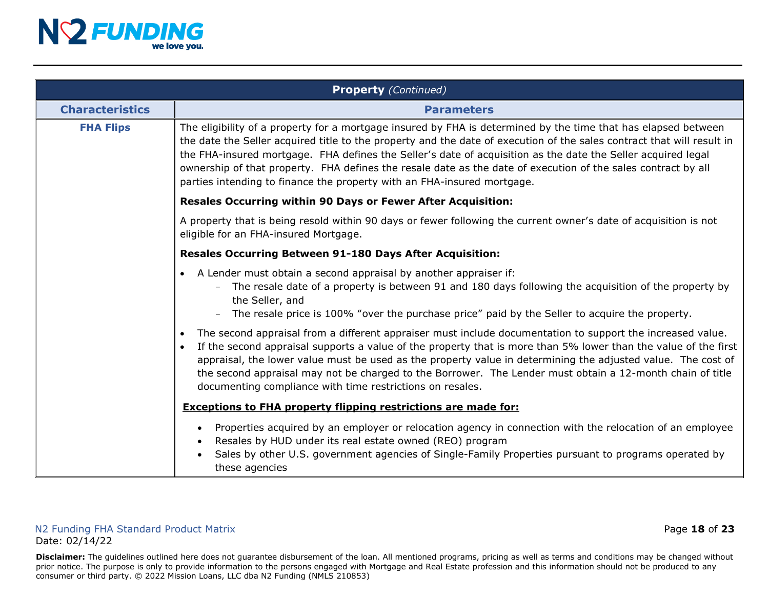| **Property** *(Continued)* | |
|---|---|
| **Characteristics** | **Parameters** |
| **FHA Flips** | The eligibility of a property for a mortgage insured by FHA is determined by the time that has elapsed between the date the Seller acquired title to the property and the date of execution of the sales contract that will result in the FHA-insured mortgage. FHA defines the Seller's date of acquisition as the date the Seller acquired legal ownership of that property. FHA defines the resale date as the date of execution of the sales contract by all parties intending to finance the property with an FHA-insured mortgage.<br><br>**Resales Occurring within 90 Days or Fewer After Acquisition:**<br><br>A property that is being resold within 90 days or fewer following the current owner's date of acquisition is not eligible for an FHA-insured Mortgage.<br><br>**Resales Occurring Between 91-180 Days After Acquisition:**<br><br>• A Lender must obtain a second appraisal by another appraiser if:<br>&nbsp;&nbsp;– The resale date of a property is between 91 and 180 days following the acquisition of the property by the Seller, and<br>&nbsp;&nbsp;– The resale price is 100% "over the purchase price" paid by the Seller to acquire the property.<br><br>• The second appraisal from a different appraiser must include documentation to support the increased value.<br>• If the second appraisal supports a value of the property that is more than 5% lower than the value of the first appraisal, the lower value must be used as the property value in determining the adjusted value. The cost of the second appraisal may not be charged to the Borrower. The Lender must obtain a 12-month chain of title documenting compliance with time restrictions on resales.<br><br>**<u>Exceptions to FHA property flipping restrictions are made for:</u>**<br><br>• Properties acquired by an employer or relocation agency in connection with the relocation of an employee<br>• Resales by HUD under its real estate owned (REO) program<br>• Sales by other U.S. government agencies of Single-Family Properties pursuant to programs operated by these agencies |

N2 Funding FHA Standard Product Matrix
Date: 02/14/22

**Disclaimer:** The guidelines outlined here does not guarantee disbursement of the loan. All mentioned programs, pricing as well as terms and conditions may be changed without prior notice. The purpose is only to provide information to the persons engaged with Mortgage and Real Estate profession and this information should not be produced to any consumer or third party. © 2022 Mission Loans, LLC dba N2 Funding (NMLS 210853)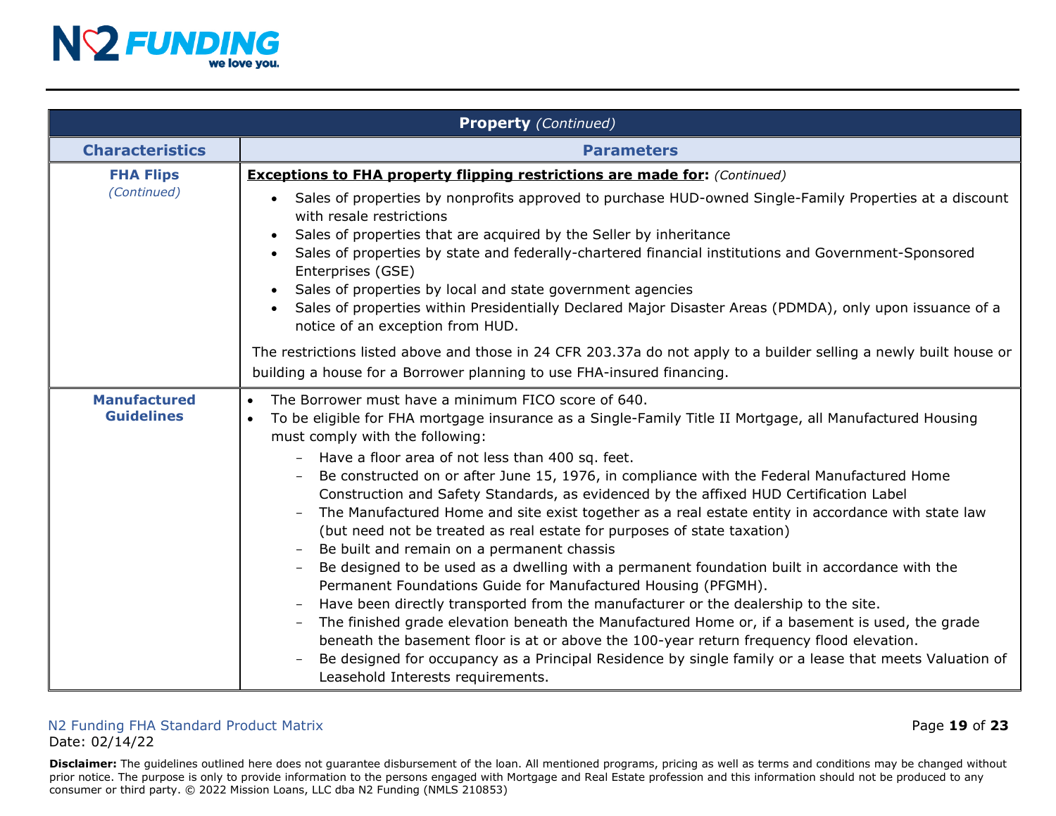| **Property** *(Continued)* | |
|---|---|
| **Characteristics** | **Parameters** |
| **FHA Flips** *(Continued)* | **Exceptions to FHA property flipping restrictions are made for:** *(Continued)*<br>• Sales of properties by nonprofits approved to purchase HUD-owned Single-Family Properties at a discount with resale restrictions<br>• Sales of properties that are acquired by the Seller by inheritance<br>• Sales of properties by state and federally-chartered financial institutions and Government-Sponsored Enterprises (GSE)<br>• Sales of properties by local and state government agencies<br>• Sales of properties within Presidentially Declared Major Disaster Areas (PDMDA), only upon issuance of a notice of an exception from HUD.<br><br>The restrictions listed above and those in 24 CFR 203.37a do not apply to a builder selling a newly built house or building a house for a Borrower planning to use FHA-insured financing. |
| **Manufactured Guidelines** | • The Borrower must have a minimum FICO score of 640.<br>• To be eligible for FHA mortgage insurance as a Single-Family Title II Mortgage, all Manufactured Housing must comply with the following:<br>  – Have a floor area of not less than 400 sq. feet.<br>  – Be constructed on or after June 15, 1976, in compliance with the Federal Manufactured Home Construction and Safety Standards, as evidenced by the affixed HUD Certification Label<br>  – The Manufactured Home and site exist together as a real estate entity in accordance with state law (but need not be treated as real estate for purposes of state taxation)<br>  – Be built and remain on a permanent chassis<br>  – Be designed to be used as a dwelling with a permanent foundation built in accordance with the Permanent Foundations Guide for Manufactured Housing (PFGMH).<br>  – Have been directly transported from the manufacturer or the dealership to the site.<br>  – The finished grade elevation beneath the Manufactured Home or, if a basement is used, the grade beneath the basement floor is at or above the 100-year return frequency flood elevation.<br>  – Be designed for occupancy as a Principal Residence by single family or a lease that meets Valuation of Leasehold Interests requirements. |

N2 Funding FHA Standard Product Matrix
Date: 02/14/22

**Disclaimer:** The guidelines outlined here does not guarantee disbursement of the loan. All mentioned programs, pricing as well as terms and conditions may be changed without prior notice. The purpose is only to provide information to the persons engaged with Mortgage and Real Estate profession and this information should not be produced to any consumer or third party. © 2022 Mission Loans, LLC dba N2 Funding (NMLS 210853)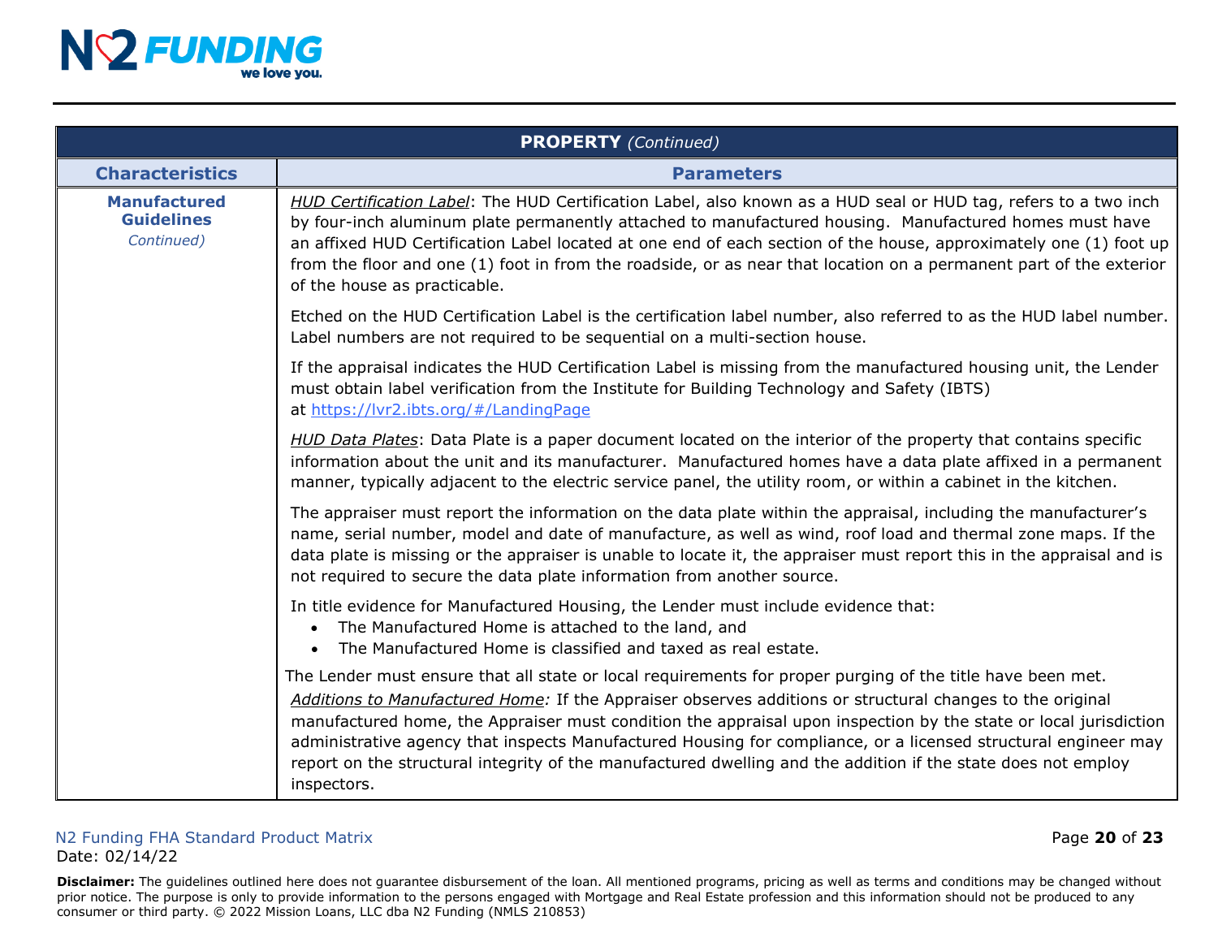| PROPERTY *(Continued)* | |
|---|---|
| **Characteristics** | **Parameters** |
| **Manufactured Guidelines** *Continued)* | *HUD Certification Label*: The HUD Certification Label, also known as a HUD seal or HUD tag, refers to a two inch by four-inch aluminum plate permanently attached to manufactured housing. Manufactured homes must have an affixed HUD Certification Label located at one end of each section of the house, approximately one (1) foot up from the floor and one (1) foot in from the roadside, or as near that location on a permanent part of the exterior of the house as practicable.<br><br>Etched on the HUD Certification Label is the certification label number, also referred to as the HUD label number. Label numbers are not required to be sequential on a multi-section house.<br><br>If the appraisal indicates the HUD Certification Label is missing from the manufactured housing unit, the Lender must obtain label verification from the Institute for Building Technology and Safety (IBTS) at https://lvr2.ibts.org/#/LandingPage<br><br>*HUD Data Plates*: Data Plate is a paper document located on the interior of the property that contains specific information about the unit and its manufacturer. Manufactured homes have a data plate affixed in a permanent manner, typically adjacent to the electric service panel, the utility room, or within a cabinet in the kitchen.<br><br>The appraiser must report the information on the data plate within the appraisal, including the manufacturer's name, serial number, model and date of manufacture, as well as wind, roof load and thermal zone maps. If the data plate is missing or the appraiser is unable to locate it, the appraiser must report this in the appraisal and is not required to secure the data plate information from another source.<br><br>In title evidence for Manufactured Housing, the Lender must include evidence that:<br>• The Manufactured Home is attached to the land, and<br>• The Manufactured Home is classified and taxed as real estate.<br><br>The Lender must ensure that all state or local requirements for proper purging of the title have been met.<br>*Additions to Manufactured Home:* If the Appraiser observes additions or structural changes to the original manufactured home, the Appraiser must condition the appraisal upon inspection by the state or local jurisdiction administrative agency that inspects Manufactured Housing for compliance, or a licensed structural engineer may report on the structural integrity of the manufactured dwelling and the addition if the state does not employ inspectors. |

N2 Funding FHA Standard Product Matrix
Date: 02/14/22

**Disclaimer:** The guidelines outlined here does not guarantee disbursement of the loan. All mentioned programs, pricing as well as terms and conditions may be changed without prior notice. The purpose is only to provide information to the persons engaged with Mortgage and Real Estate profession and this information should not be produced to any consumer or third party. © 2022 Mission Loans, LLC dba N2 Funding (NMLS 210853)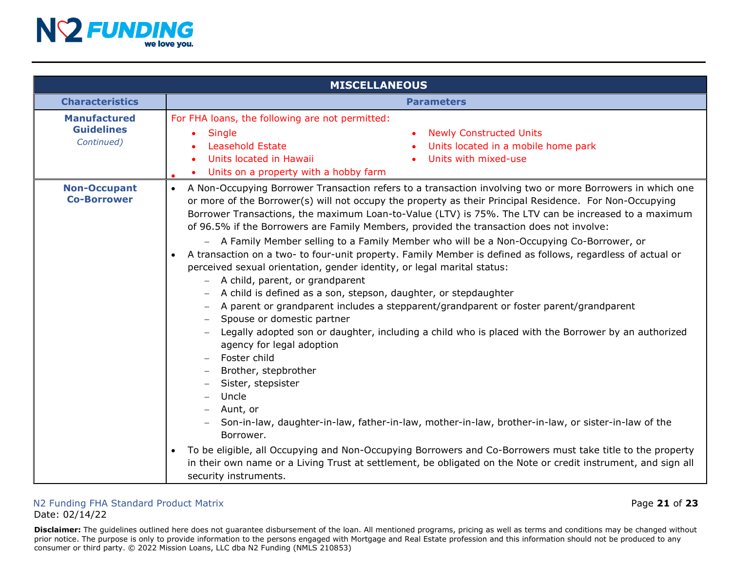| MISCELLANEOUS | |
|---|---|
| **Characteristics** | **Parameters** |
| **Manufactured Guidelines** *Continued)* | For FHA loans, the following are not permitted:<br>• Single<br>• Leasehold Estate<br>• Units located in Hawaii<br>• Units on a property with a hobby farm<br>• Newly Constructed Units<br>• Units located in a mobile home park<br>• Units with mixed-use |
| **Non-Occupant Co-Borrower** | • A Non-Occupying Borrower Transaction refers to a transaction involving two or more Borrowers in which one or more of the Borrower(s) will not occupy the property as their Principal Residence. For Non-Occupying Borrower Transactions, the maximum Loan-to-Value (LTV) is 75%. The LTV can be increased to a maximum of 96.5% if the Borrowers are Family Members, provided the transaction does not involve:<br>– A Family Member selling to a Family Member who will be a Non-Occupying Co-Borrower, or<br>• A transaction on a two- to four-unit property. Family Member is defined as follows, regardless of actual or perceived sexual orientation, gender identity, or legal marital status:<br>– A child, parent, or grandparent<br>– A child is defined as a son, stepson, daughter, or stepdaughter<br>– A parent or grandparent includes a stepparent/grandparent or foster parent/grandparent<br>– Spouse or domestic partner<br>– Legally adopted son or daughter, including a child who is placed with the Borrower by an authorized agency for legal adoption<br>– Foster child<br>– Brother, stepbrother<br>– Sister, stepsister<br>– Uncle<br>– Aunt, or<br>– Son-in-law, daughter-in-law, father-in-law, mother-in-law, brother-in-law, or sister-in-law of the Borrower.<br>• To be eligible, all Occupying and Non-Occupying Borrowers and Co-Borrowers must take title to the property in their own name or a Living Trust at settlement, be obligated on the Note or credit instrument, and sign all security instruments. |

N2 Funding FHA Standard Product Matrix
Date: 02/14/22

**Disclaimer:** The guidelines outlined here does not guarantee disbursement of the loan. All mentioned programs, pricing as well as terms and conditions may be changed without prior notice. The purpose is only to provide information to the persons engaged with Mortgage and Real Estate profession and this information should not be produced to any consumer or third party. © 2022 Mission Loans, LLC dba N2 Funding (NMLS 210853)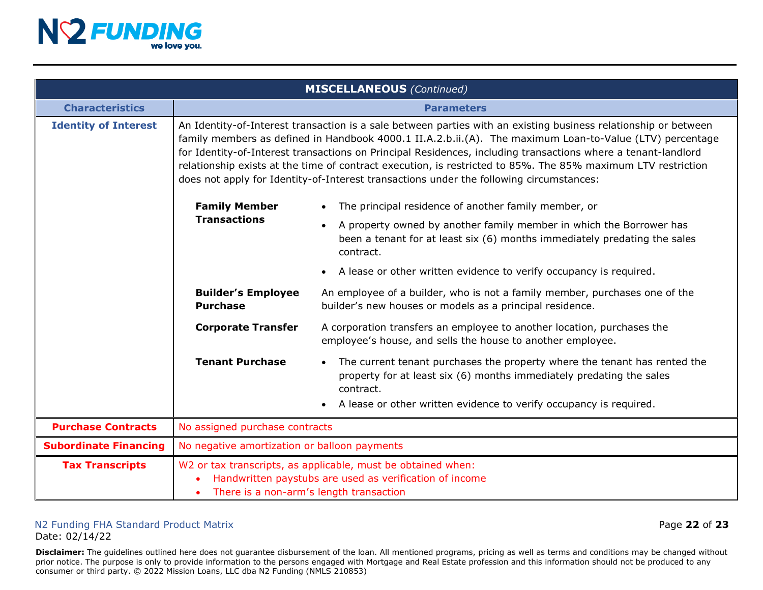| MISCELLANEOUS *(Continued)* | |
|---|---|
| **Characteristics** | **Parameters** |
| **Identity of Interest** | An Identity-of-Interest transaction is a sale between parties with an existing business relationship or between family members as defined in Handbook 4000.1 II.A.2.b.ii.(A). The maximum Loan-to-Value (LTV) percentage for Identity-of-Interest transactions on Principal Residences, including transactions where a tenant-landlord relationship exists at the time of contract execution, is restricted to 85%. The 85% maximum LTV restriction does not apply for Identity-of-Interest transactions under the following circumstances:<br><br>**Family Member Transactions**<br>• The principal residence of another family member, or<br>• A property owned by another family member in which the Borrower has been a tenant for at least six (6) months immediately predating the sales contract.<br>• A lease or other written evidence to verify occupancy is required.<br><br>**Builder's Employee Purchase**<br>An employee of a builder, who is not a family member, purchases one of the builder's new houses or models as a principal residence.<br><br>**Corporate Transfer**<br>A corporation transfers an employee to another location, purchases the employee's house, and sells the house to another employee.<br><br>**Tenant Purchase**<br>• The current tenant purchases the property where the tenant has rented the property for at least six (6) months immediately predating the sales contract.<br>• A lease or other written evidence to verify occupancy is required. |
| **Purchase Contracts** | No assigned purchase contracts |
| **Subordinate Financing** | No negative amortization or balloon payments |
| **Tax Transcripts** | W2 or tax transcripts, as applicable, must be obtained when:<br>• Handwritten paystubs are used as verification of income<br>• There is a non-arm's length transaction |

N2 Funding FHA Standard Product Matrix
Date: 02/14/22

**Disclaimer:** The guidelines outlined here does not guarantee disbursement of the loan. All mentioned programs, pricing as well as terms and conditions may be changed without prior notice. The purpose is only to provide information to the persons engaged with Mortgage and Real Estate profession and this information should not be produced to any consumer or third party. © 2022 Mission Loans, LLC dba N2 Funding (NMLS 210853)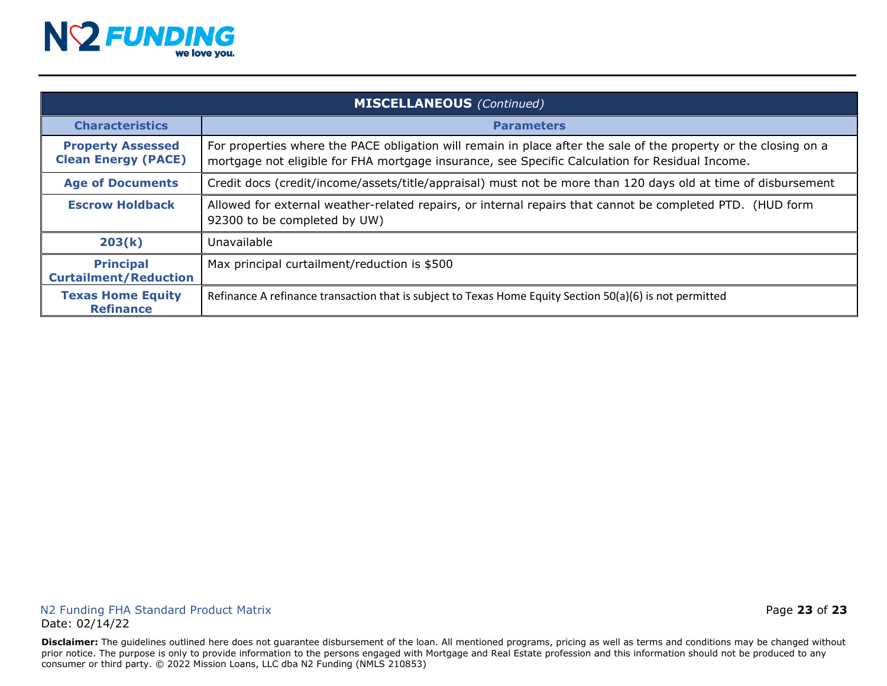| MISCELLANEOUS *(Continued)* | |
|---|---|
| **Characteristics** | **Parameters** |
| **Property Assessed Clean Energy (PACE)** | For properties where the PACE obligation will remain in place after the sale of the property or the closing on a mortgage not eligible for FHA mortgage insurance, see Specific Calculation for Residual Income. |
| **Age of Documents** | Credit docs (credit/income/assets/title/appraisal) must not be more than 120 days old at time of disbursement |
| **Escrow Holdback** | Allowed for external weather-related repairs, or internal repairs that cannot be completed PTD. (HUD form 92300 to be completed by UW) |
| **203(k)** | Unavailable |
| **Principal Curtailment/Reduction** | Max principal curtailment/reduction is $500 |
| **Texas Home Equity Refinance** | Refinance A refinance transaction that is subject to Texas Home Equity Section 50(a)(6) is not permitted |

N2 Funding FHA Standard Product Matrix
Date: 02/14/22

**Disclaimer:** The guidelines outlined here does not guarantee disbursement of the loan. All mentioned programs, pricing as well as terms and conditions may be changed without prior notice. The purpose is only to provide information to the persons engaged with Mortgage and Real Estate profession and this information should not be produced to any consumer or third party. © 2022 Mission Loans, LLC dba N2 Funding (NMLS 210853)